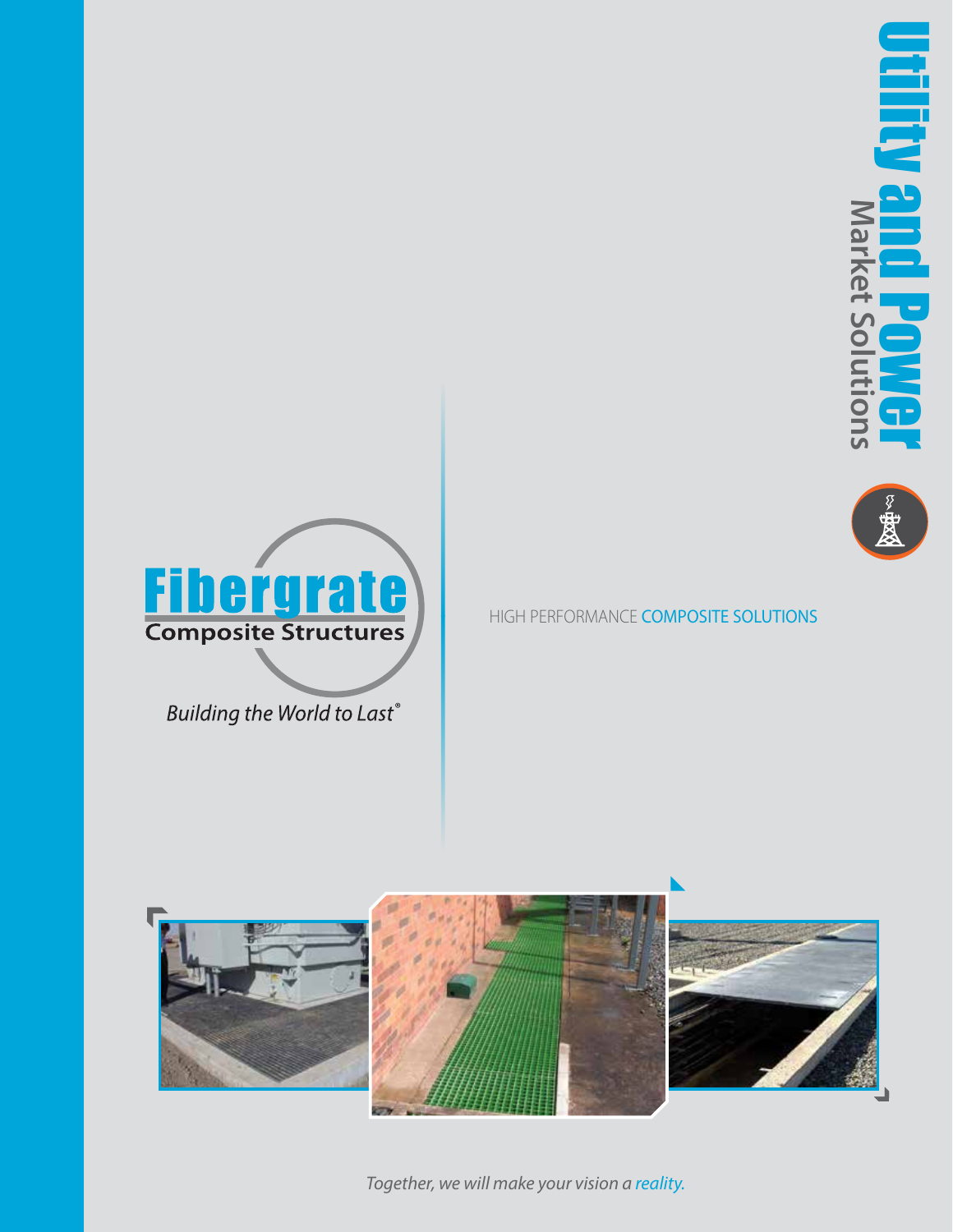# Utility and Power

## Market Solutions

**Fibergrate**
**Composite Structures**

*Building the World to Last®*

HIGH PERFORMANCE COMPOSITE SOLUTIONS

*Together, we will make your vision a reality.*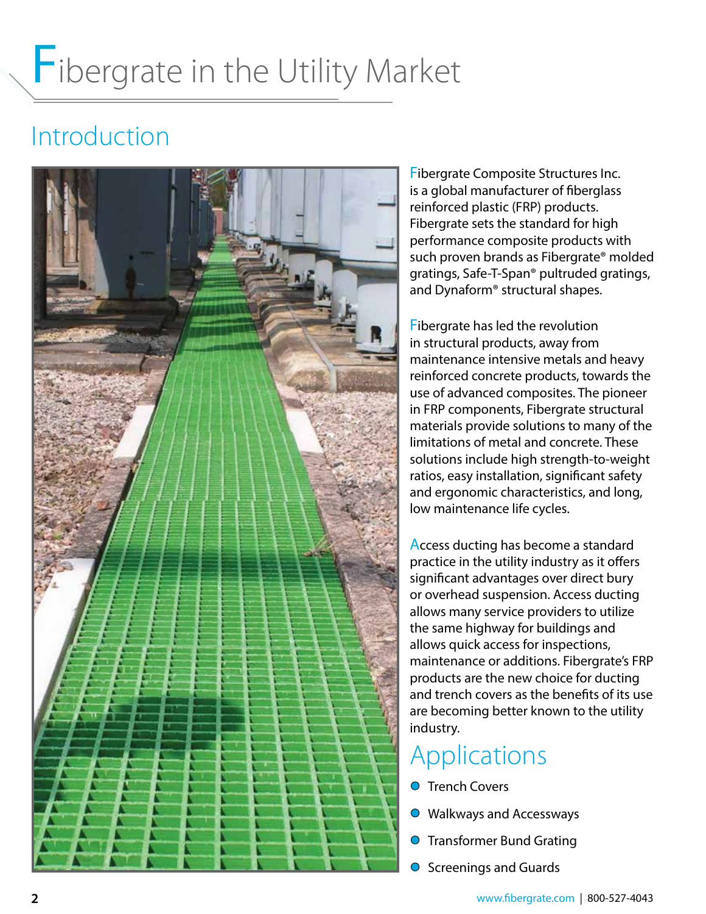# Fibergrate in the Utility Market

## Introduction

Fibergrate Composite Structures Inc. is a global manufacturer of fiberglass reinforced plastic (FRP) products. Fibergrate sets the standard for high performance composite products with such proven brands as Fibergrate® molded gratings, Safe-T-Span® pultruded gratings, and Dynaform® structural shapes.

Fibergrate has led the revolution in structural products, away from maintenance intensive metals and heavy reinforced concrete products, towards the use of advanced composites. The pioneer in FRP components, Fibergrate structural materials provide solutions to many of the limitations of metal and concrete. These solutions include high strength-to-weight ratios, easy installation, significant safety and ergonomic characteristics, and long, low maintenance life cycles.

Access ducting has become a standard practice in the utility industry as it offers significant advantages over direct bury or overhead suspension. Access ducting allows many service providers to utilize the same highway for buildings and allows quick access for inspections, maintenance or additions. Fibergrate's FRP products are the new choice for ducting and trench covers as the benefits of its use are becoming better known to the utility industry.

## Applications

- Trench Covers
- Walkways and Accessways
- Transformer Bund Grating
- Screenings and Guards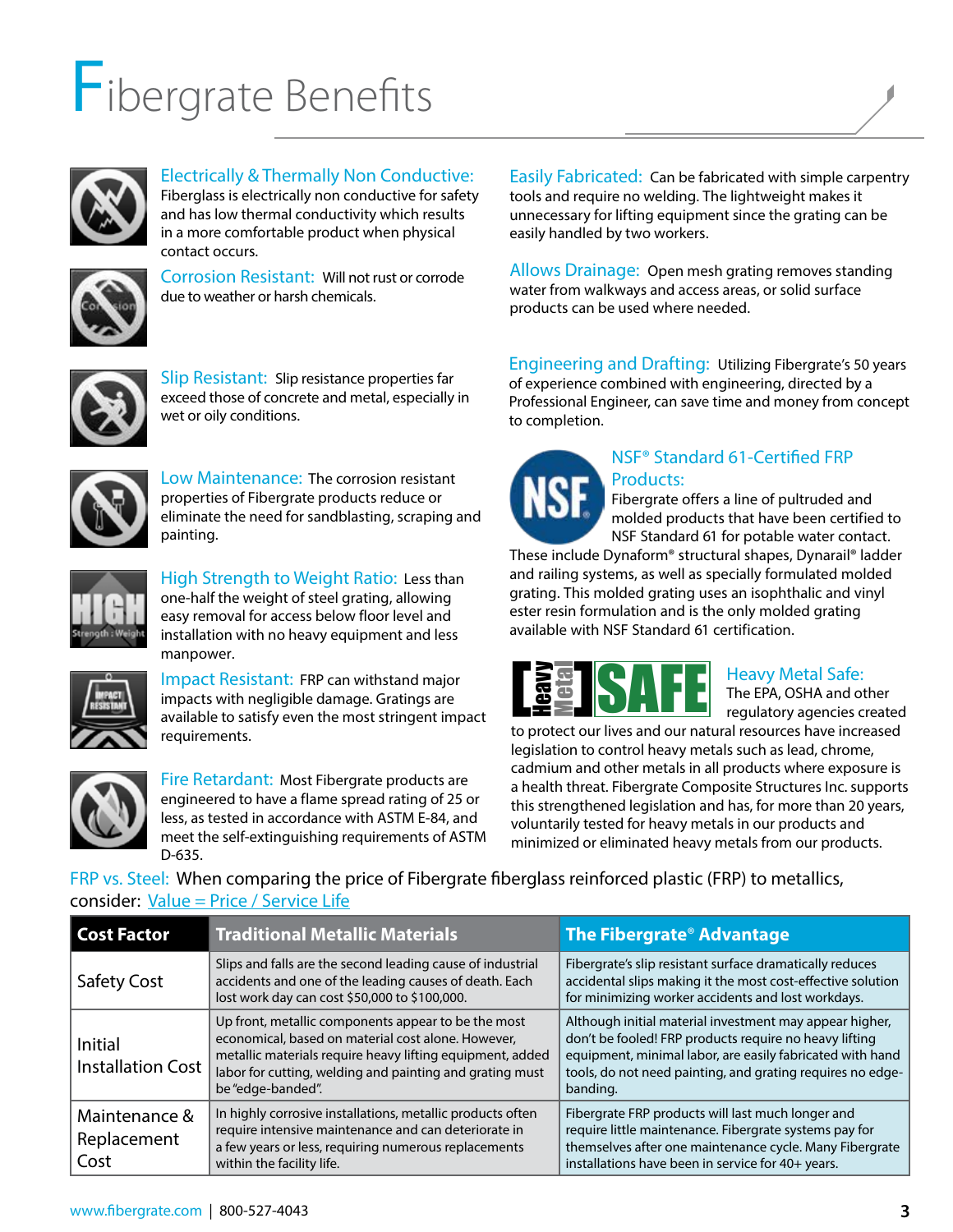# Fibergrate Benefits

**Electrically & Thermally Non Conductive:** Fiberglass is electrically non conductive for safety and has low thermal conductivity which results in a more comfortable product when physical contact occurs.

**Corrosion Resistant:** Will not rust or corrode due to weather or harsh chemicals.

**Slip Resistant:** Slip resistance properties far exceed those of concrete and metal, especially in wet or oily conditions.

**Low Maintenance:** The corrosion resistant properties of Fibergrate products reduce or eliminate the need for sandblasting, scraping and painting.

**High Strength to Weight Ratio:** Less than one-half the weight of steel grating, allowing easy removal for access below floor level and installation with no heavy equipment and less manpower.

**Impact Resistant:** FRP can withstand major impacts with negligible damage. Gratings are available to satisfy even the most stringent impact requirements.

**Fire Retardant:** Most Fibergrate products are engineered to have a flame spread rating of 25 or less, as tested in accordance with ASTM E-84, and meet the self-extinguishing requirements of ASTM D-635.

**Easily Fabricated:** Can be fabricated with simple carpentry tools and require no welding. The lightweight makes it unnecessary for lifting equipment since the grating can be easily handled by two workers.

**Allows Drainage:** Open mesh grating removes standing water from walkways and access areas, or solid surface products can be used where needed.

**Engineering and Drafting:** Utilizing Fibergrate's 50 years of experience combined with engineering, directed by a Professional Engineer, can save time and money from concept to completion.

**NSF® Standard 61-Certified FRP Products:** Fibergrate offers a line of pultruded and molded products that have been certified to NSF Standard 61 for potable water contact. These include Dynaform® structural shapes, Dynarail® ladder and railing systems, as well as specially formulated molded grating. This molded grating uses an isophthalic and vinyl ester resin formulation and is the only molded grating available with NSF Standard 61 certification.

**Heavy Metal Safe:** The EPA, OSHA and other regulatory agencies created to protect our lives and our natural resources have increased legislation to control heavy metals such as lead, chrome, cadmium and other metals in all products where exposure is a health threat. Fibergrate Composite Structures Inc. supports this strengthened legislation and has, for more than 20 years, voluntarily tested for heavy metals in our products and minimized or eliminated heavy metals from our products.

**FRP vs. Steel:** When comparing the price of Fibergrate fiberglass reinforced plastic (FRP) to metallics, consider: Value = Price / Service Life

| Cost Factor | Traditional Metallic Materials | The Fibergrate® Advantage |
|---|---|---|
| Safety Cost | Slips and falls are the second leading cause of industrial accidents and one of the leading causes of death. Each lost work day can cost $50,000 to $100,000. | Fibergrate's slip resistant surface dramatically reduces accidental slips making it the most cost-effective solution for minimizing worker accidents and lost workdays. |
| Initial Installation Cost | Up front, metallic components appear to be the most economical, based on material cost alone. However, metallic materials require heavy lifting equipment, added labor for cutting, welding and painting and grating must be "edge-banded". | Although initial material investment may appear higher, don't be fooled! FRP products require no heavy lifting equipment, minimal labor, are easily fabricated with hand tools, do not need painting, and grating requires no edge-banding. |
| Maintenance & Replacement Cost | In highly corrosive installations, metallic products often require intensive maintenance and can deteriorate in a few years or less, requiring numerous replacements within the facility life. | Fibergrate FRP products will last much longer and require little maintenance. Fibergrate systems pay for themselves after one maintenance cycle. Many Fibergrate installations have been in service for 40+ years. |

www.fibergrate.com | 800-527-4043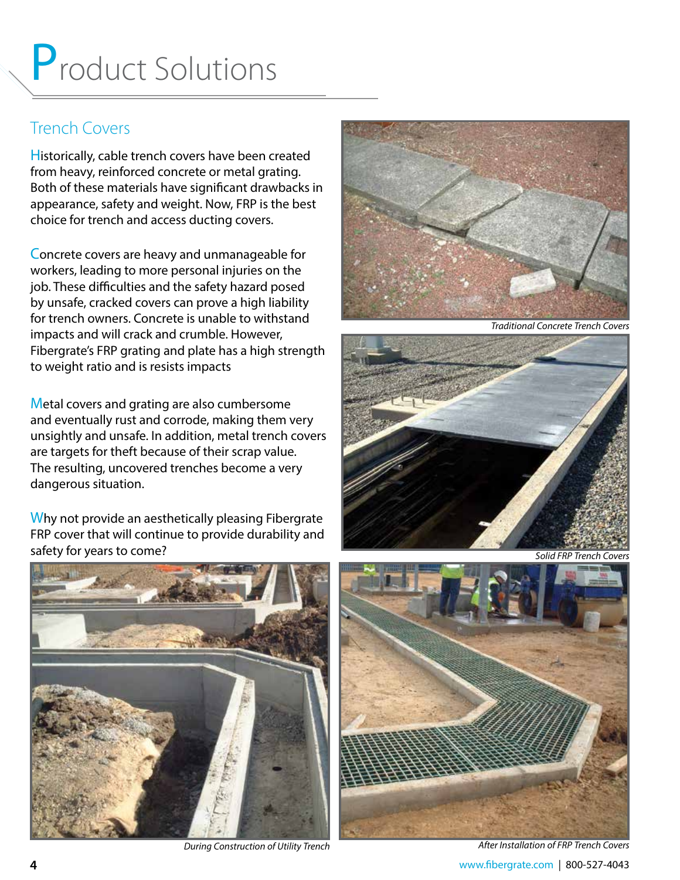# Product Solutions

## Trench Covers

Historically, cable trench covers have been created from heavy, reinforced concrete or metal grating. Both of these materials have significant drawbacks in appearance, safety and weight. Now, FRP is the best choice for trench and access ducting covers.

Concrete covers are heavy and unmanageable for workers, leading to more personal injuries on the job. These difficulties and the safety hazard posed by unsafe, cracked covers can prove a high liability for trench owners. Concrete is unable to withstand impacts and will crack and crumble. However, Fibergrate's FRP grating and plate has a high strength to weight ratio and is resists impacts

Metal covers and grating are also cumbersome and eventually rust and corrode, making them very unsightly and unsafe. In addition, metal trench covers are targets for theft because of their scrap value. The resulting, uncovered trenches become a very dangerous situation.

Why not provide an aesthetically pleasing Fibergrate FRP cover that will continue to provide durability and safety for years to come?

*Traditional Concrete Trench Covers*

*Solid FRP Trench Covers*

*During Construction of Utility Trench*

*After Installation of FRP Trench Covers*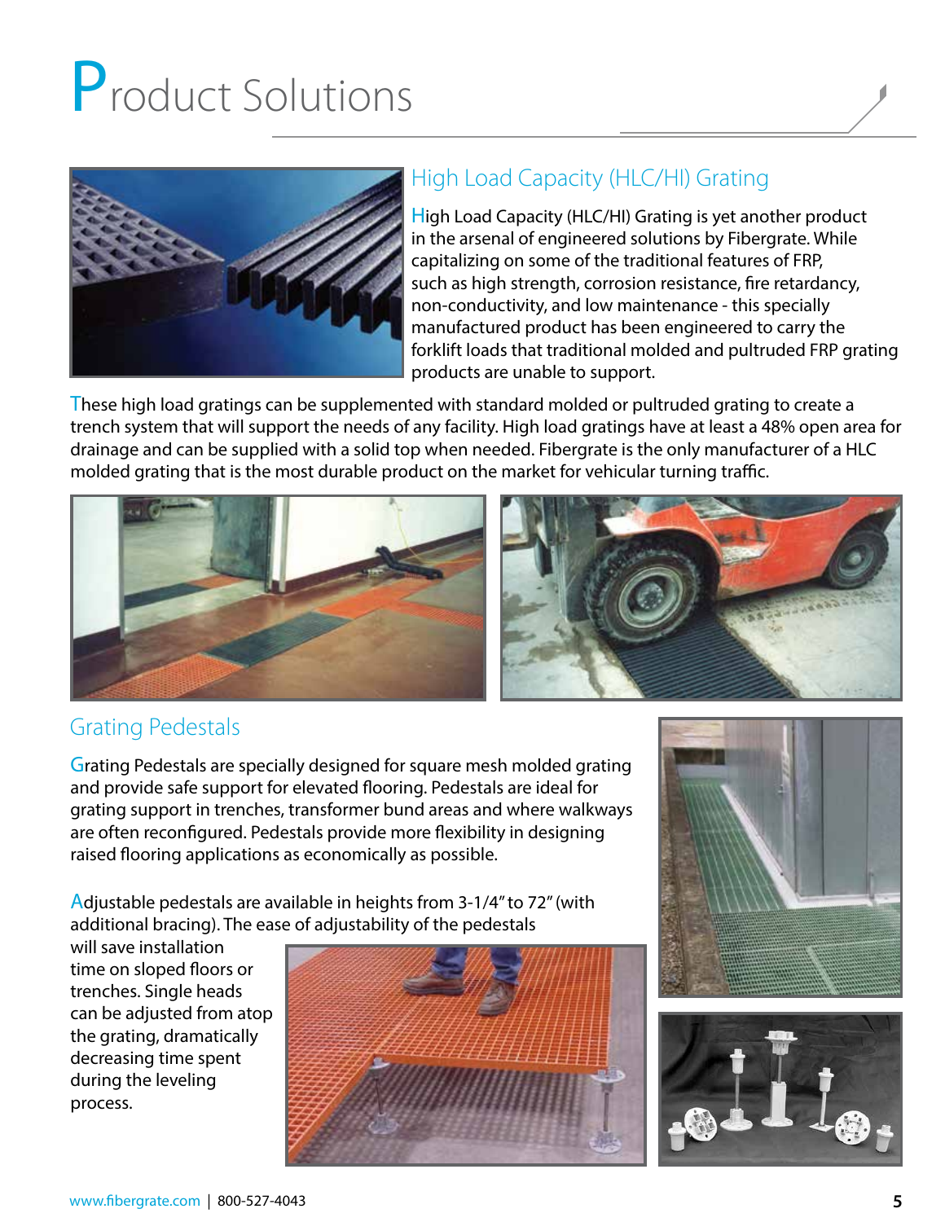# Product Solutions

## High Load Capacity (HLC/HI) Grating

High Load Capacity (HLC/HI) Grating is yet another product in the arsenal of engineered solutions by Fibergrate. While capitalizing on some of the traditional features of FRP, such as high strength, corrosion resistance, fire retardancy, non-conductivity, and low maintenance - this specially manufactured product has been engineered to carry the forklift loads that traditional molded and pultruded FRP grating products are unable to support.

These high load gratings can be supplemented with standard molded or pultruded grating to create a trench system that will support the needs of any facility. High load gratings have at least a 48% open area for drainage and can be supplied with a solid top when needed. Fibergrate is the only manufacturer of a HLC molded grating that is the most durable product on the market for vehicular turning traffic.

## Grating Pedestals

Grating Pedestals are specially designed for square mesh molded grating and provide safe support for elevated flooring. Pedestals are ideal for grating support in trenches, transformer bund areas and where walkways are often reconfigured. Pedestals provide more flexibility in designing raised flooring applications as economically as possible.

Adjustable pedestals are available in heights from 3-1/4" to 72" (with additional bracing). The ease of adjustability of the pedestals will save installation time on sloped floors or trenches. Single heads can be adjusted from atop the grating, dramatically decreasing time spent during the leveling process.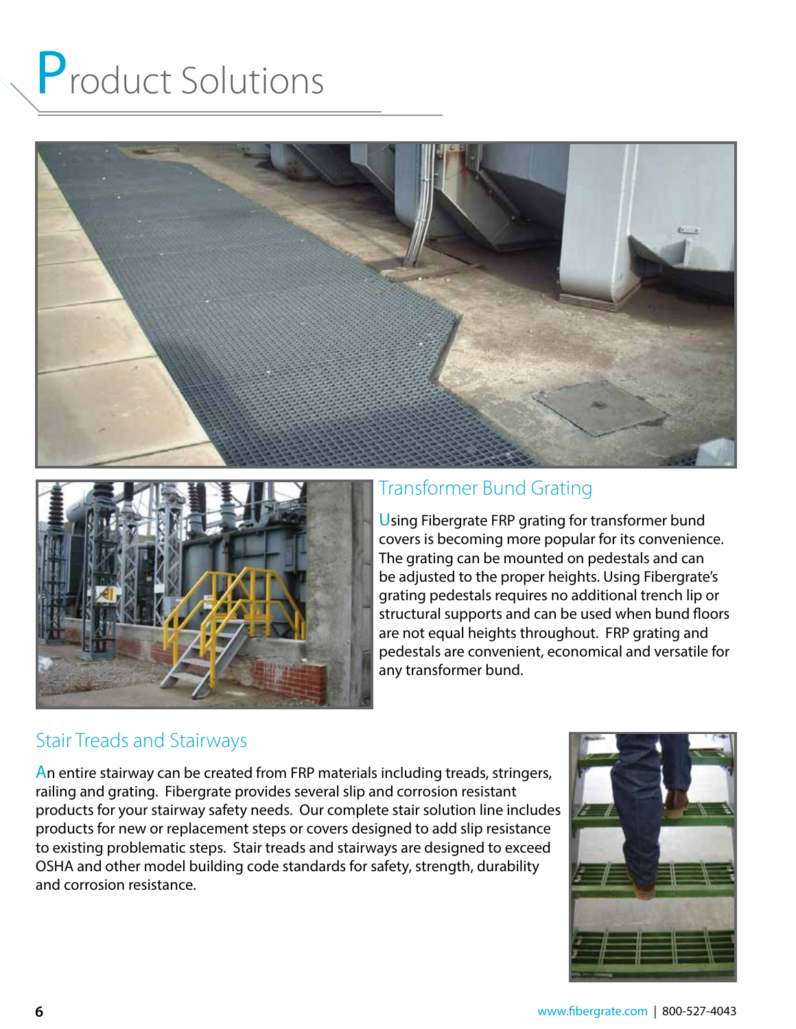# Product Solutions

## Transformer Bund Grating

Using Fibergrate FRP grating for transformer bund covers is becoming more popular for its convenience. The grating can be mounted on pedestals and can be adjusted to the proper heights. Using Fibergrate's grating pedestals requires no additional trench lip or structural supports and can be used when bund floors are not equal heights throughout. FRP grating and pedestals are convenient, economical and versatile for any transformer bund.

## Stair Treads and Stairways

An entire stairway can be created from FRP materials including treads, stringers, railing and grating. Fibergrate provides several slip and corrosion resistant products for your stairway safety needs. Our complete stair solution line includes products for new or replacement steps or covers designed to add slip resistance to existing problematic steps. Stair treads and stairways are designed to exceed OSHA and other model building code standards for safety, strength, durability and corrosion resistance.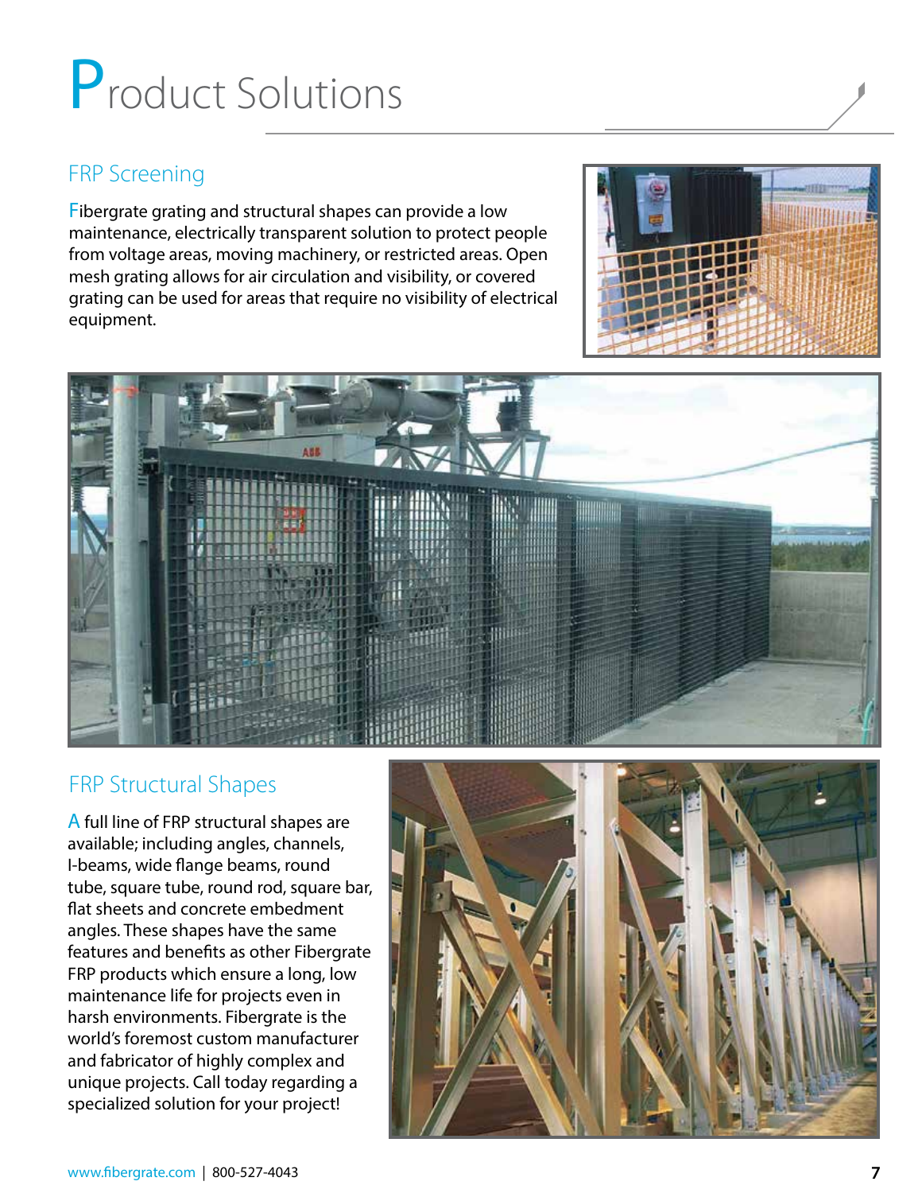# Product Solutions

## FRP Screening

Fibergrate grating and structural shapes can provide a low maintenance, electrically transparent solution to protect people from voltage areas, moving machinery, or restricted areas. Open mesh grating allows for air circulation and visibility, or covered grating can be used for areas that require no visibility of electrical equipment.

## FRP Structural Shapes

A full line of FRP structural shapes are available; including angles, channels, I-beams, wide flange beams, round tube, square tube, round rod, square bar, flat sheets and concrete embedment angles. These shapes have the same features and benefits as other Fibergrate FRP products which ensure a long, low maintenance life for projects even in harsh environments. Fibergrate is the world's foremost custom manufacturer and fabricator of highly complex and unique projects. Call today regarding a specialized solution for your project!

www.fibergrate.com | 800-527-4043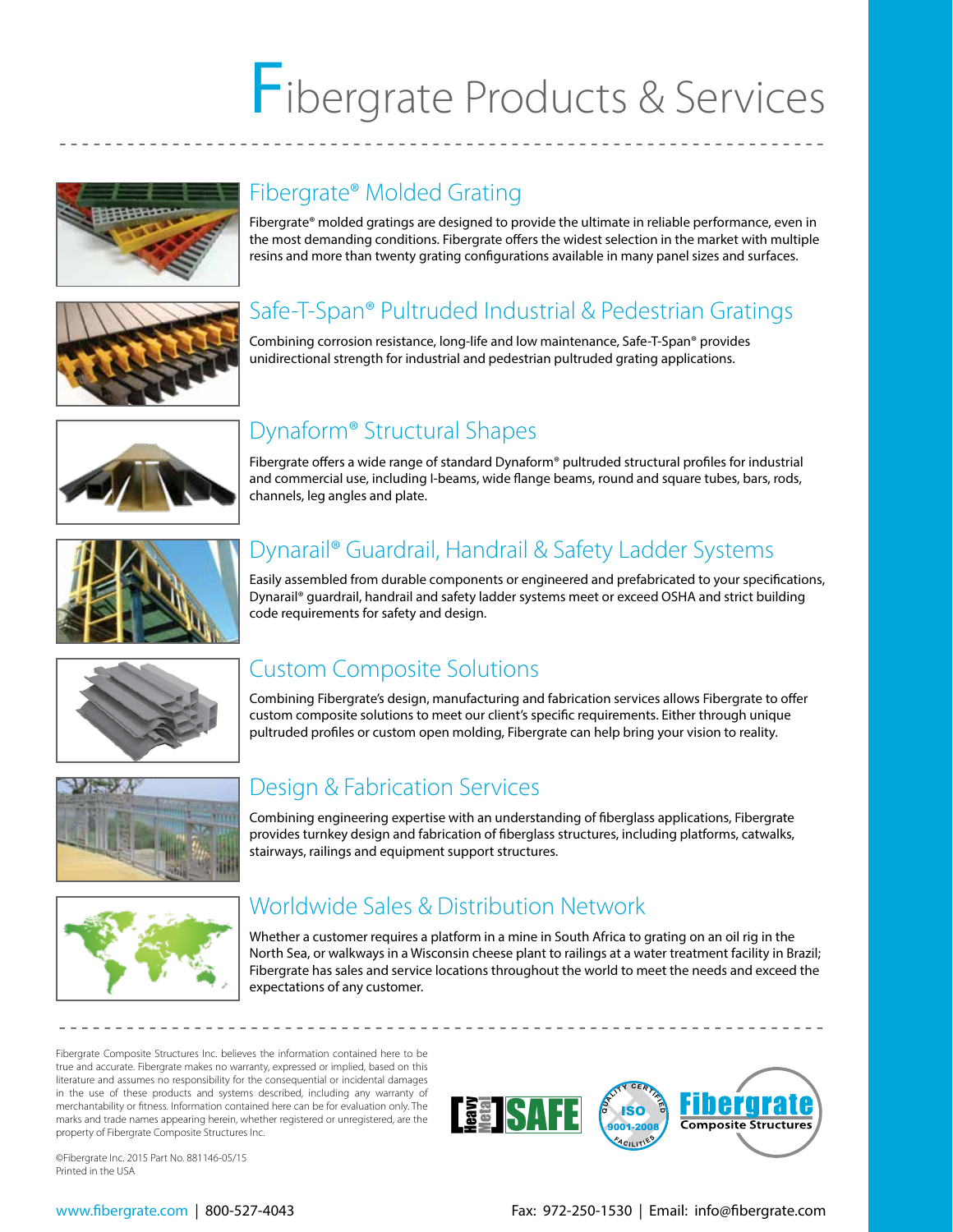# Fibergrate Products & Services

## Fibergrate® Molded Grating

Fibergrate® molded gratings are designed to provide the ultimate in reliable performance, even in the most demanding conditions. Fibergrate offers the widest selection in the market with multiple resins and more than twenty grating configurations available in many panel sizes and surfaces.

## Safe-T-Span® Pultruded Industrial & Pedestrian Gratings

Combining corrosion resistance, long-life and low maintenance, Safe-T-Span® provides unidirectional strength for industrial and pedestrian pultruded grating applications.

## Dynaform® Structural Shapes

Fibergrate offers a wide range of standard Dynaform® pultruded structural profiles for industrial and commercial use, including I-beams, wide flange beams, round and square tubes, bars, rods, channels, leg angles and plate.

## Dynarail® Guardrail, Handrail & Safety Ladder Systems

Easily assembled from durable components or engineered and prefabricated to your specifications, Dynarail® guardrail, handrail and safety ladder systems meet or exceed OSHA and strict building code requirements for safety and design.

## Custom Composite Solutions

Combining Fibergrate's design, manufacturing and fabrication services allows Fibergrate to offer custom composite solutions to meet our client's specific requirements. Either through unique pultruded profiles or custom open molding, Fibergrate can help bring your vision to reality.

## Design & Fabrication Services

Combining engineering expertise with an understanding of fiberglass applications, Fibergrate provides turnkey design and fabrication of fiberglass structures, including platforms, catwalks, stairways, railings and equipment support structures.

## Worldwide Sales & Distribution Network

Whether a customer requires a platform in a mine in South Africa to grating on an oil rig in the North Sea, or walkways in a Wisconsin cheese plant to railings at a water treatment facility in Brazil; Fibergrate has sales and service locations throughout the world to meet the needs and exceed the expectations of any customer.

---

Fibergrate Composite Structures Inc. believes the information contained here to be true and accurate. Fibergrate makes no warranty, expressed or implied, based on this literature and assumes no responsibility for the consequential or incidental damages in the use of these products and systems described, including any warranty of merchantability or fitness. Information contained here can be for evaluation only. The marks and trade names appearing herein, whether registered or unregistered, are the property of Fibergrate Composite Structures Inc.

©Fibergrate Inc. 2015 Part No. 881146-05/15
Printed in the USA

Heavy Metal SAFE | Quality Certified ISO 9001-2008 Facilities | Fibergrate Composite Structures

www.fibergrate.com | 800-527-4043 Fax: 972-250-1530 | Email: info@fibergrate.com